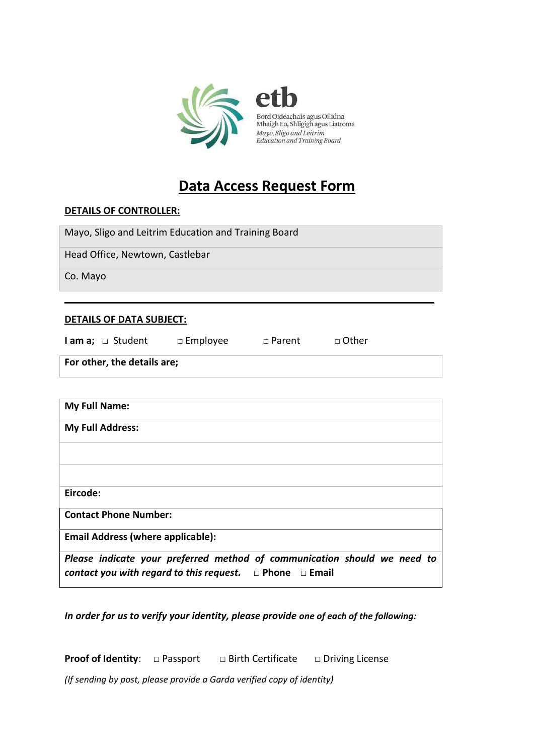etb

Bord Oideachais agus Oiliúna Mhaigh Eo, Shligigh agus Liatroma

*Mayo, Sligo and Leitrim Education and Training Board*

# Data Access Request Form

**DETAILS OF CONTROLLER:**

| Mayo, Sligo and Leitrim Education and Training Board |
|---|
| Head Office, Newtown, Castlebar |
| Co. Mayo |

---

**DETAILS OF DATA SUBJECT:**

**I am a;** □ Student □ Employee □ Parent □ Other

| **For other, the details are;** |
|---|

| **My Full Name:** |
|---|
| **My Full Address:** |
| |
| |
| **Eircode:** |
| **Contact Phone Number:** |
| **Email Address (where applicable):** |
| ***Please indicate your preferred method of communication should we need to contact you with regard to this request.*** □ **Phone** □ **Email** |

***In order for us to verify your identity, please provide one of each of the following:***

**Proof of Identity**: □ Passport □ Birth Certificate □ Driving License

*(If sending by post, please provide a Garda verified copy of identity)*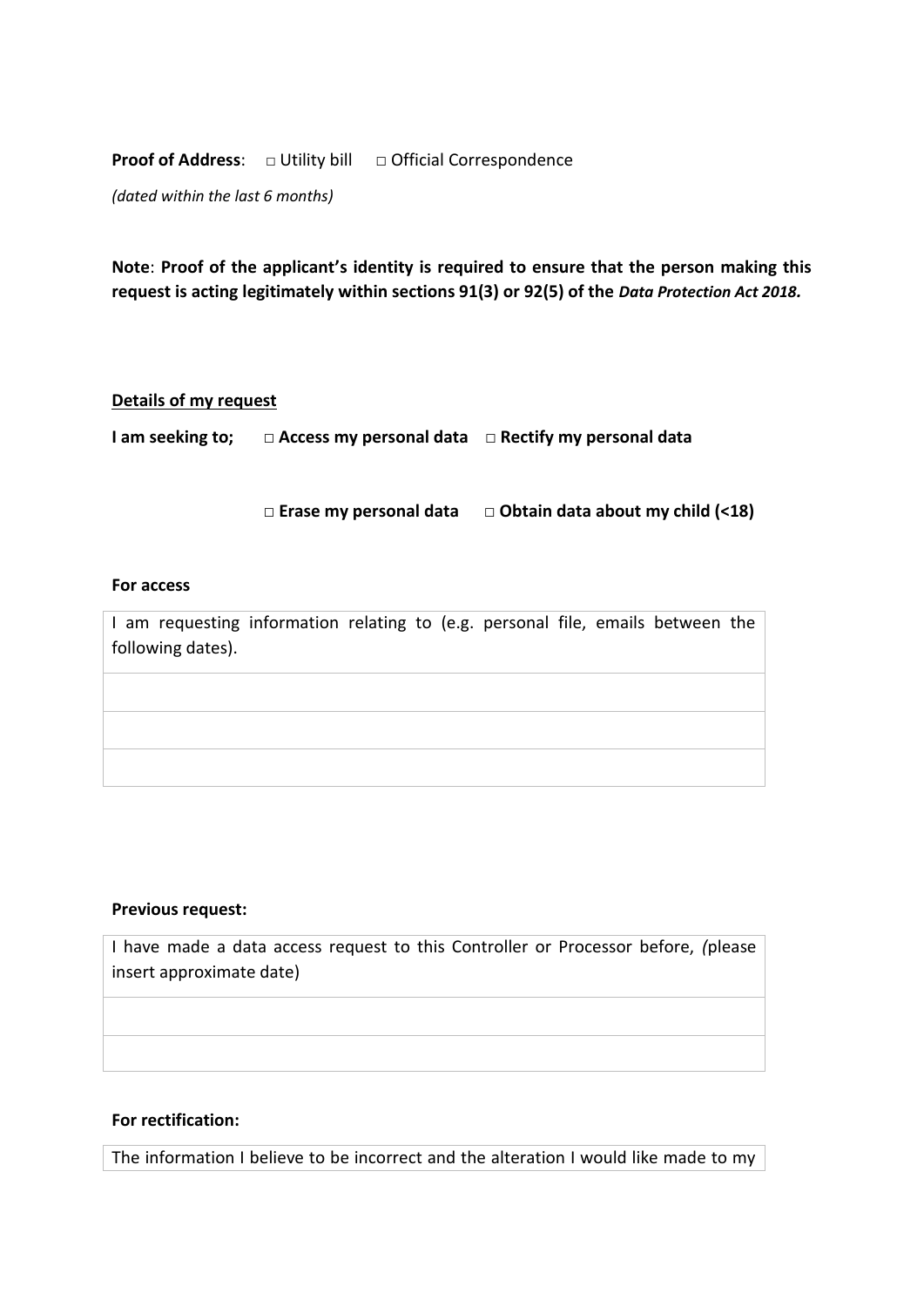**Proof of Address**: □ Utility bill □ Official Correspondence

*(dated within the last 6 months)*

**Note**: **Proof of the applicant's identity is required to ensure that the person making this request is acting legitimately within sections 91(3) or 92(5) of the *Data Protection Act 2018.***

**Details of my request**

**I am seeking to;** **□ Access my personal data** **□ Rectify my personal data**

**□ Erase my personal data** **□ Obtain data about my child (<18)**

**For access**

| I am requesting information relating to (e.g. personal file, emails between the following dates). |
|---|
| |
| |
| |

**Previous request:**

| I have made a data access request to this Controller or Processor before, (please insert approximate date) |
|---|
| |
| |

**For rectification:**

| The information I believe to be incorrect and the alteration I would like made to my |
|---|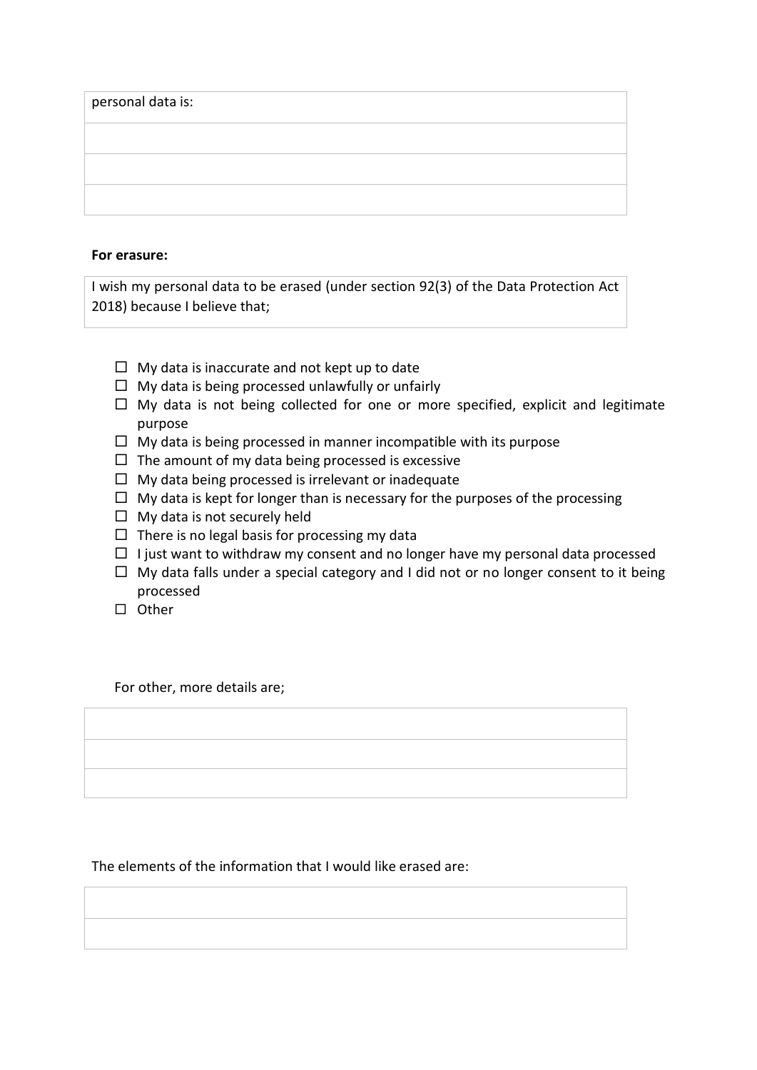| personal data is: |
|---|
| |
| |
| |

**For erasure:**

| I wish my personal data to be erased (under section 92(3) of the Data Protection Act 2018) because I believe that; |
|---|

- ☐ My data is inaccurate and not kept up to date
- ☐ My data is being processed unlawfully or unfairly
- ☐ My data is not being collected for one or more specified, explicit and legitimate purpose
- ☐ My data is being processed in manner incompatible with its purpose
- ☐ The amount of my data being processed is excessive
- ☐ My data being processed is irrelevant or inadequate
- ☐ My data is kept for longer than is necessary for the purposes of the processing
- ☐ My data is not securely held
- ☐ There is no legal basis for processing my data
- ☐ I just want to withdraw my consent and no longer have my personal data processed
- ☐ My data falls under a special category and I did not or no longer consent to it being processed
- ☐ Other

For other, more details are;

| |
|---|
| |
| |

The elements of the information that I would like erased are:

| |
|---|
| |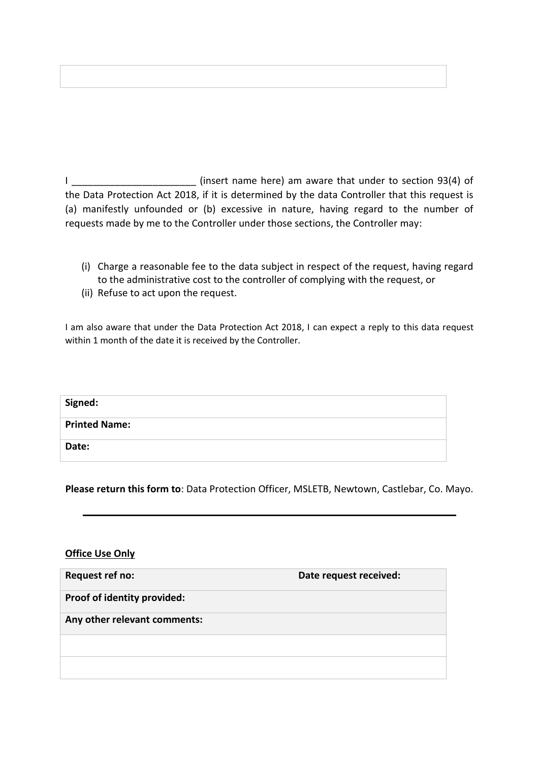| |
|---|
| |

I _______________________ (insert name here) am aware that under to section 93(4) of the Data Protection Act 2018, if it is determined by the data Controller that this request is (a) manifestly unfounded or (b) excessive in nature, having regard to the number of requests made by me to the Controller under those sections, the Controller may:

(i) Charge a reasonable fee to the data subject in respect of the request, having regard to the administrative cost to the controller of complying with the request, or
(ii) Refuse to act upon the request.

I am also aware that under the Data Protection Act 2018, I can expect a reply to this data request within 1 month of the date it is received by the Controller.

| |
|---|
| **Signed:** |
| **Printed Name:** |
| **Date:** |

**Please return this form to**: Data Protection Officer, MSLETB, Newtown, Castlebar, Co. Mayo.

---

**Office Use Only**

| | |
|---|---|
| **Request ref no:** | **Date request received:** |
| **Proof of identity provided:** | |
| **Any other relevant comments:** | |
| | |
| | |